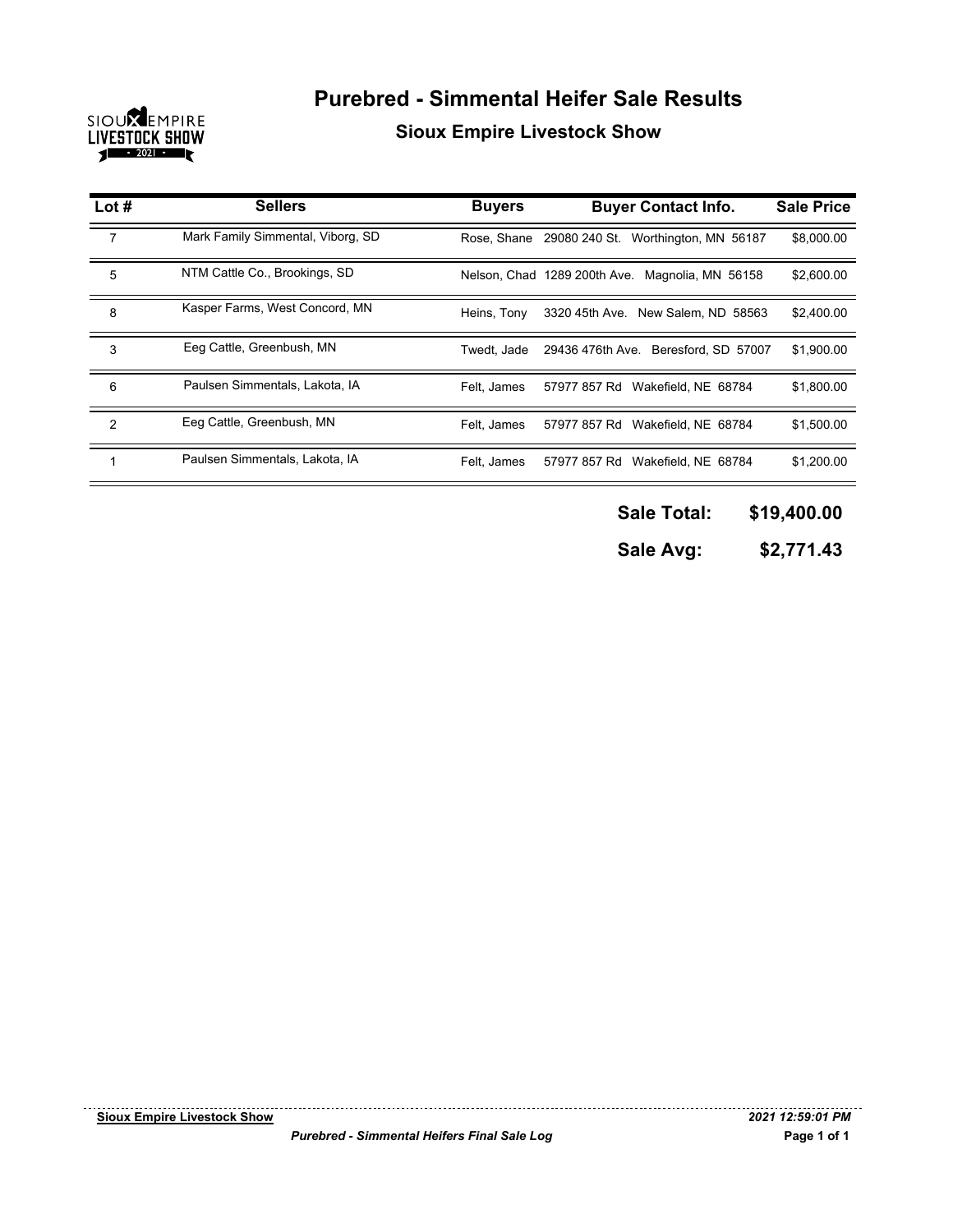# Purebred - Simmental Heifer Sale Results

## Sioux Empire Livestock Show

| Lot # | Sellers | Buyers | Buyer Contact Info. | Sale Price |
|---|---|---|---|---|
| 7 | Mark Family Simmental, Viborg, SD | Rose, Shane | 29080 240 St. Worthington, MN 56187 | $8,000.00 |
| 5 | NTM Cattle Co., Brookings, SD | Nelson, Chad | 1289 200th Ave. Magnolia, MN 56158 | $2,600.00 |
| 8 | Kasper Farms, West Concord, MN | Heins, Tony | 3320 45th Ave. New Salem, ND 58563 | $2,400.00 |
| 3 | Eeg Cattle, Greenbush, MN | Twedt, Jade | 29436 476th Ave. Beresford, SD 57007 | $1,900.00 |
| 6 | Paulsen Simmentals, Lakota, IA | Felt, James | 57977 857 Rd Wakefield, NE 68784 | $1,800.00 |
| 2 | Eeg Cattle, Greenbush, MN | Felt, James | 57977 857 Rd Wakefield, NE 68784 | $1,500.00 |
| 1 | Paulsen Simmentals, Lakota, IA | Felt, James | 57977 857 Rd Wakefield, NE 68784 | $1,200.00 |

**Sale Total: $19,400.00**

**Sale Avg: $2,771.43**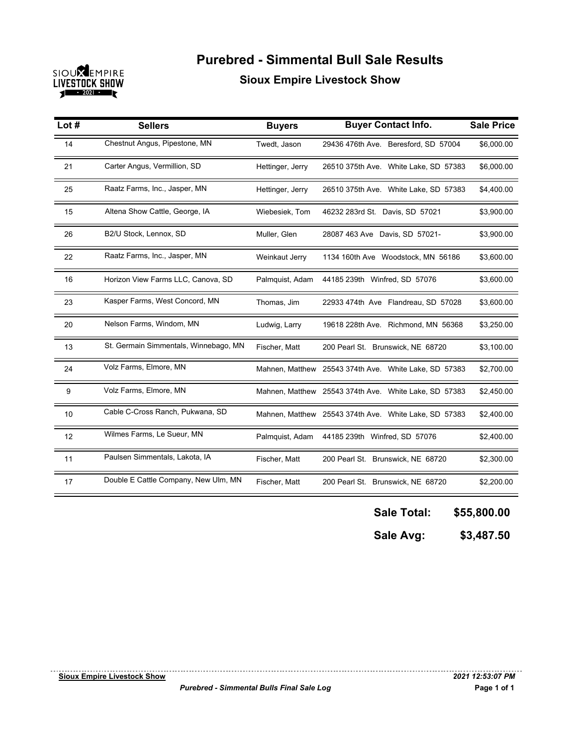# Purebred - Simmental Bull Sale Results

## Sioux Empire Livestock Show

| Lot # | Sellers | Buyers | Buyer Contact Info. | Sale Price |
|---|---|---|---|---|
| 14 | Chestnut Angus, Pipestone, MN | Twedt, Jason | 29436 476th Ave. Beresford, SD 57004 | $6,000.00 |
| 21 | Carter Angus, Vermillion, SD | Hettinger, Jerry | 26510 375th Ave. White Lake, SD 57383 | $6,000.00 |
| 25 | Raatz Farms, Inc., Jasper, MN | Hettinger, Jerry | 26510 375th Ave. White Lake, SD 57383 | $4,400.00 |
| 15 | Altena Show Cattle, George, IA | Wiebesiek, Tom | 46232 283rd St. Davis, SD 57021 | $3,900.00 |
| 26 | B2/U Stock, Lennox, SD | Muller, Glen | 28087 463 Ave Davis, SD 57021- | $3,900.00 |
| 22 | Raatz Farms, Inc., Jasper, MN | Weinkaut Jerry | 1134 160th Ave Woodstock, MN 56186 | $3,600.00 |
| 16 | Horizon View Farms LLC, Canova, SD | Palmquist, Adam | 44185 239th Winfred, SD 57076 | $3,600.00 |
| 23 | Kasper Farms, West Concord, MN | Thomas, Jim | 22933 474th Ave Flandreau, SD 57028 | $3,600.00 |
| 20 | Nelson Farms, Windom, MN | Ludwig, Larry | 19618 228th Ave. Richmond, MN 56368 | $3,250.00 |
| 13 | St. Germain Simmentals, Winnebago, MN | Fischer, Matt | 200 Pearl St. Brunswick, NE 68720 | $3,100.00 |
| 24 | Volz Farms, Elmore, MN | Mahnen, Matthew | 25543 374th Ave. White Lake, SD 57383 | $2,700.00 |
| 9 | Volz Farms, Elmore, MN | Mahnen, Matthew | 25543 374th Ave. White Lake, SD 57383 | $2,450.00 |
| 10 | Cable C-Cross Ranch, Pukwana, SD | Mahnen, Matthew | 25543 374th Ave. White Lake, SD 57383 | $2,400.00 |
| 12 | Wilmes Farms, Le Sueur, MN | Palmquist, Adam | 44185 239th Winfred, SD 57076 | $2,400.00 |
| 11 | Paulsen Simmentals, Lakota, IA | Fischer, Matt | 200 Pearl St. Brunswick, NE 68720 | $2,300.00 |
| 17 | Double E Cattle Company, New Ulm, MN | Fischer, Matt | 200 Pearl St. Brunswick, NE 68720 | $2,200.00 |

**Sale Total: $55,800.00**

**Sale Avg: $3,487.50**

*Purebred - Simmental Bulls Final Sale Log*

*2021 12:53:07 PM*